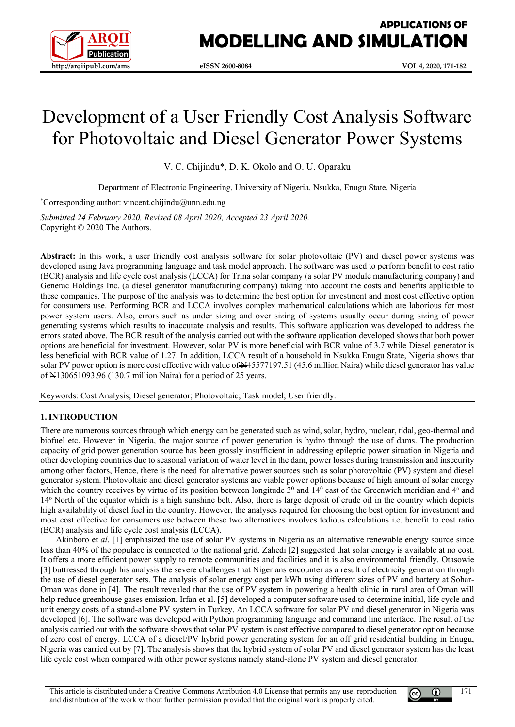# Development of a User Friendly Cost Analysis Software for Photovoltaic and Diesel Generator Power Systems

V. C. Chijindu*, D. K. Okolo and O. U. Oparaku

Department of Electronic Engineering, University of Nigeria, Nsukka, Enugu State, Nigeria

*Corresponding author: vincent.chijindu@unn.edu.ng

*Submitted 24 February 2020, Revised 08 April 2020, Accepted 23 April 2020.*
Copyright © 2020 The Authors.

**Abstract:** In this work, a user friendly cost analysis software for solar photovoltaic (PV) and diesel power systems was developed using Java programming language and task model approach. The software was used to perform benefit to cost ratio (BCR) analysis and life cycle cost analysis (LCCA) for Trina solar company (a solar PV module manufacturing company) and Generac Holdings Inc. (a diesel generator manufacturing company) taking into account the costs and benefits applicable to these companies. The purpose of the analysis was to determine the best option for investment and most cost effective option for consumers use. Performing BCR and LCCA involves complex mathematical calculations which are laborious for most power system users. Also, errors such as under sizing and over sizing of systems usually occur during sizing of power generating systems which results to inaccurate analysis and results. This software application was developed to address the errors stated above. The BCR result of the analysis carried out with the software application developed shows that both power options are beneficial for investment. However, solar PV is more beneficial with BCR value of 3.7 while Diesel generator is less beneficial with BCR value of 1.27. In addition, LCCA result of a household in Nsukka Enugu State, Nigeria shows that solar PV power option is more cost effective with value of ₦45577197.51 (45.6 million Naira) while diesel generator has value of ₦130651093.96 (130.7 million Naira) for a period of 25 years.

Keywords: Cost Analysis; Diesel generator; Photovoltaic; Task model; User friendly.

## 1. INTRODUCTION

There are numerous sources through which energy can be generated such as wind, solar, hydro, nuclear, tidal, geo-thermal and biofuel etc. However in Nigeria, the major source of power generation is hydro through the use of dams. The production capacity of grid power generation source has been grossly insufficient in addressing epileptic power situation in Nigeria and other developing countries due to seasonal variation of water level in the dam, power losses during transmission and insecurity among other factors, Hence, there is the need for alternative power sources such as solar photovoltaic (PV) system and diesel generator system. Photovoltaic and diesel generator systems are viable power options because of high amount of solar energy which the country receives by virtue of its position between longitude $3^0$ and $14^0$ east of the Greenwich meridian and $4^o$ and $14^o$ North of the equator which is a high sunshine belt. Also, there is large deposit of crude oil in the country which depicts high availability of diesel fuel in the country. However, the analyses required for choosing the best option for investment and most cost effective for consumers use between these two alternatives involves tedious calculations i.e. benefit to cost ratio (BCR) analysis and life cycle cost analysis (LCCA).

Akinboro et *al*. [1] emphasized the use of solar PV systems in Nigeria as an alternative renewable energy source since less than 40% of the populace is connected to the national grid. Zahedi [2] suggested that solar energy is available at no cost. It offers a more efficient power supply to remote communities and facilities and it is also environmental friendly. Otasowie [3] buttressed through his analysis the severe challenges that Nigerians encounter as a result of electricity generation through the use of diesel generator sets. The analysis of solar energy cost per kWh using different sizes of PV and battery at Sohar-Oman was done in [4]. The result revealed that the use of PV system in powering a health clinic in rural area of Oman will help reduce greenhouse gases emission. Irfan et al. [5] developed a computer software used to determine initial, life cycle and unit energy costs of a stand-alone PV system in Turkey. An LCCA software for solar PV and diesel generator in Nigeria was developed [6]. The software was developed with Python programming language and command line interface. The result of the analysis carried out with the software shows that solar PV system is cost effective compared to diesel generator option because of zero cost of energy. LCCA of a diesel/PV hybrid power generating system for an off grid residential building in Enugu, Nigeria was carried out by [7]. The analysis shows that the hybrid system of solar PV and diesel generator system has the least life cycle cost when compared with other power systems namely stand-alone PV system and diesel generator.

This article is distributed under a Creative Commons Attribution 4.0 License that permits any use, reproduction and distribution of the work without further permission provided that the original work is properly cited.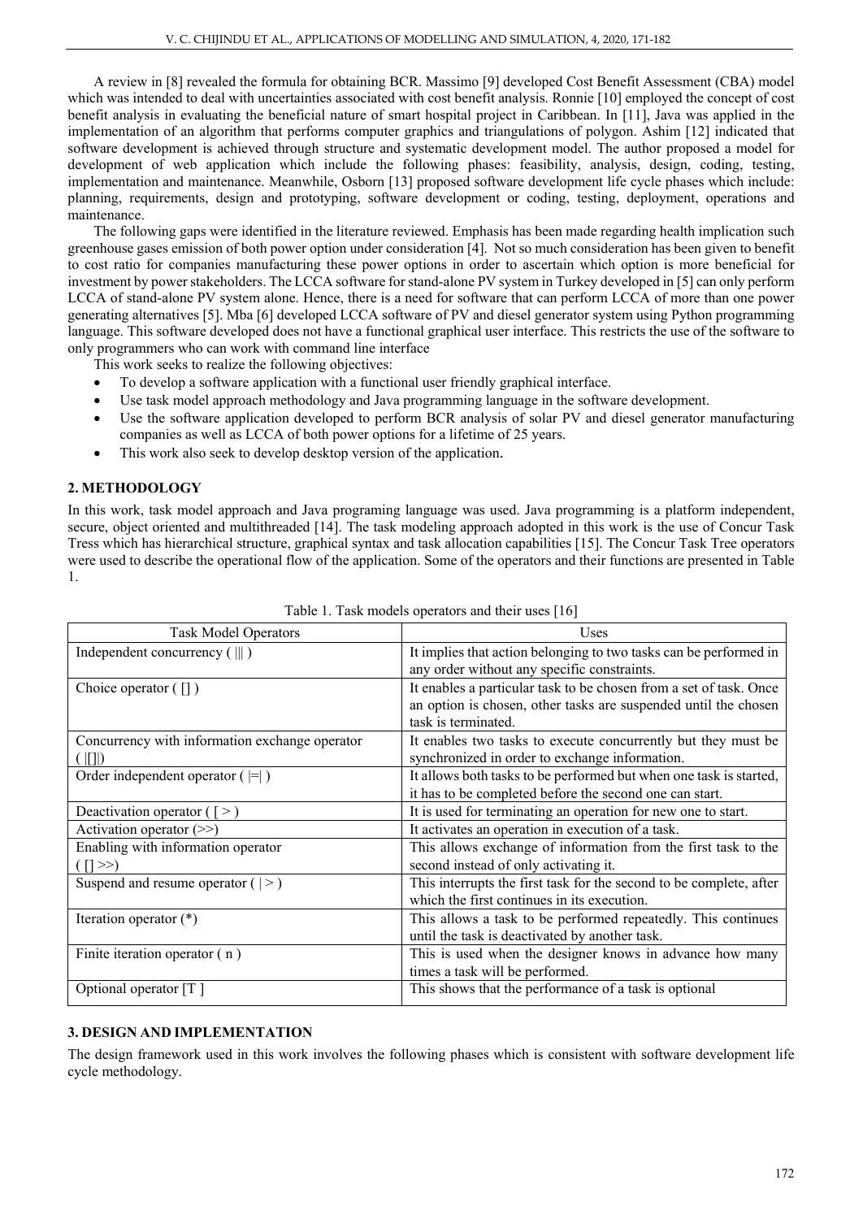A review in [8] revealed the formula for obtaining BCR. Massimo [9] developed Cost Benefit Assessment (CBA) model which was intended to deal with uncertainties associated with cost benefit analysis. Ronnie [10] employed the concept of cost benefit analysis in evaluating the beneficial nature of smart hospital project in Caribbean. In [11], Java was applied in the implementation of an algorithm that performs computer graphics and triangulations of polygon. Ashim [12] indicated that software development is achieved through structure and systematic development model. The author proposed a model for development of web application which include the following phases: feasibility, analysis, design, coding, testing, implementation and maintenance. Meanwhile, Osborn [13] proposed software development life cycle phases which include: planning, requirements, design and prototyping, software development or coding, testing, deployment, operations and maintenance.

The following gaps were identified in the literature reviewed. Emphasis has been made regarding health implication such greenhouse gases emission of both power option under consideration [4]. Not so much consideration has been given to benefit to cost ratio for companies manufacturing these power options in order to ascertain which option is more beneficial for investment by power stakeholders. The LCCA software for stand-alone PV system in Turkey developed in [5] can only perform LCCA of stand-alone PV system alone. Hence, there is a need for software that can perform LCCA of more than one power generating alternatives [5]. Mba [6] developed LCCA software of PV and diesel generator system using Python programming language. This software developed does not have a functional graphical user interface. This restricts the use of the software to only programmers who can work with command line interface

This work seeks to realize the following objectives:

- To develop a software application with a functional user friendly graphical interface.
- Use task model approach methodology and Java programming language in the software development.
- Use the software application developed to perform BCR analysis of solar PV and diesel generator manufacturing companies as well as LCCA of both power options for a lifetime of 25 years.
- This work also seek to develop desktop version of the application.

## 2. METHODOLOGY

In this work, task model approach and Java programing language was used. Java programming is a platform independent, secure, object oriented and multithreaded [14]. The task modeling approach adopted in this work is the use of Concur Task Tress which has hierarchical structure, graphical syntax and task allocation capabilities [15]. The Concur Task Tree operators were used to describe the operational flow of the application. Some of the operators and their functions are presented in Table 1.

Table 1. Task models operators and their uses [16]

| Task Model Operators | Uses |
| --- | --- |
| Independent concurrency ( ||| ) | It implies that action belonging to two tasks can be performed in any order without any specific constraints. |
| Choice operator ( [] ) | It enables a particular task to be chosen from a set of task. Once an option is chosen, other tasks are suspended until the chosen task is terminated. |
| Concurrency with information exchange operator ( |[]|) | It enables two tasks to execute concurrently but they must be synchronized in order to exchange information. |
| Order independent operator ( |=| ) | It allows both tasks to be performed but when one task is started, it has to be completed before the second one can start. |
| Deactivation operator ( [ > ) | It is used for terminating an operation for new one to start. |
| Activation operator (>>) | It activates an operation in execution of a task. |
| Enabling with information operator ( [] >>) | This allows exchange of information from the first task to the second instead of only activating it. |
| Suspend and resume operator ( | > ) | This interrupts the first task for the second to be complete, after which the first continues in its execution. |
| Iteration operator (*) | This allows a task to be performed repeatedly. This continues until the task is deactivated by another task. |
| Finite iteration operator ( n ) | This is used when the designer knows in advance how many times a task will be performed. |
| Optional operator [T ] | This shows that the performance of a task is optional |

## 3. DESIGN AND IMPLEMENTATION

The design framework used in this work involves the following phases which is consistent with software development life cycle methodology.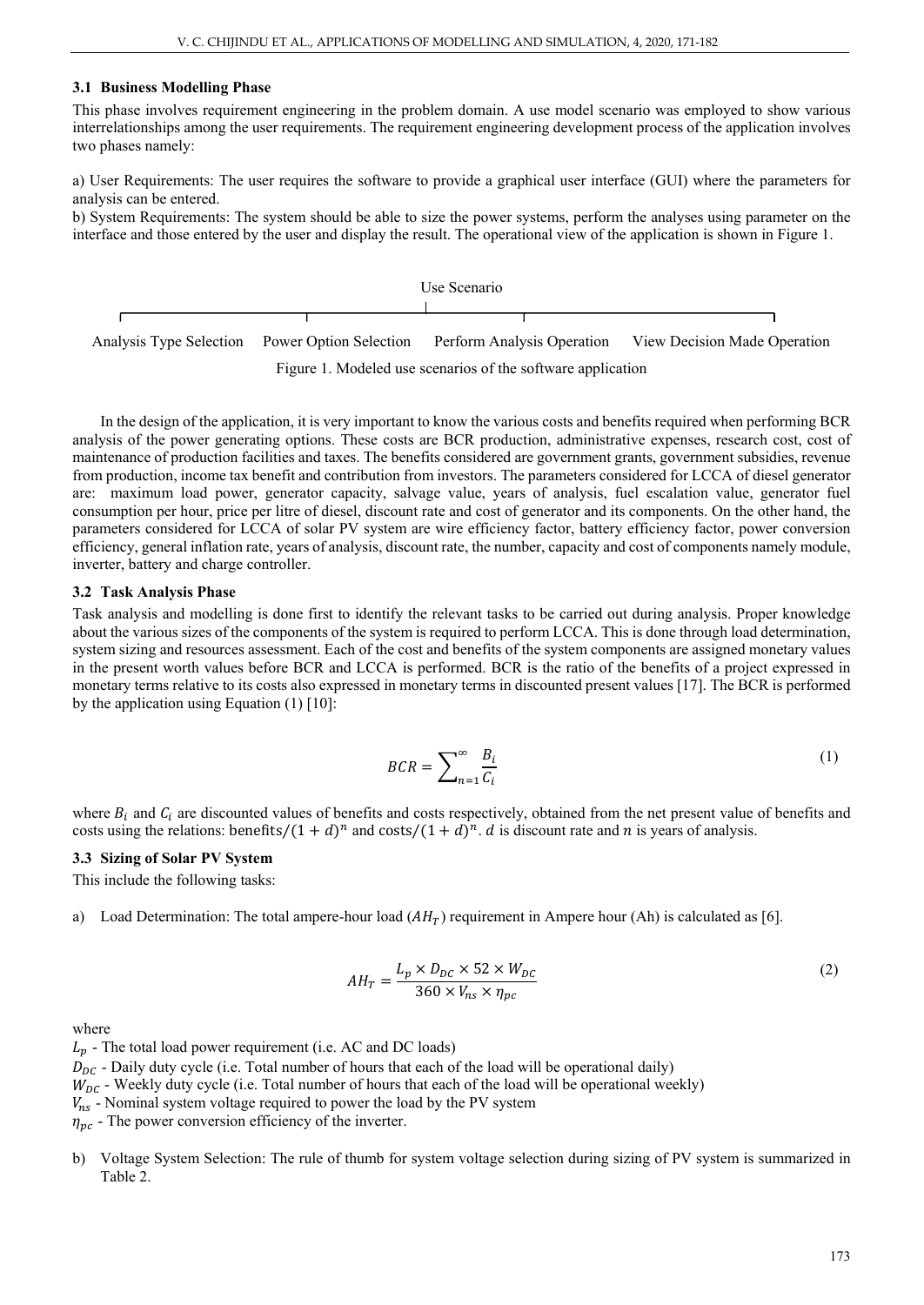### 3.1 Business Modelling Phase

This phase involves requirement engineering in the problem domain. A use model scenario was employed to show various interrelationships among the user requirements. The requirement engineering development process of the application involves two phases namely:

a) User Requirements: The user requires the software to provide a graphical user interface (GUI) where the parameters for analysis can be entered.
b) System Requirements: The system should be able to size the power systems, perform the analyses using parameter on the interface and those entered by the user and display the result. The operational view of the application is shown in Figure 1.

Use Scenario

Analysis Type Selection | Power Option Selection | Perform Analysis Operation | View Decision Made Operation

Figure 1. Modeled use scenarios of the software application

In the design of the application, it is very important to know the various costs and benefits required when performing BCR analysis of the power generating options. These costs are BCR production, administrative expenses, research cost, cost of maintenance of production facilities and taxes. The benefits considered are government grants, government subsidies, revenue from production, income tax benefit and contribution from investors. The parameters considered for LCCA of diesel generator are: maximum load power, generator capacity, salvage value, years of analysis, fuel escalation value, generator fuel consumption per hour, price per litre of diesel, discount rate and cost of generator and its components. On the other hand, the parameters considered for LCCA of solar PV system are wire efficiency factor, battery efficiency factor, power conversion efficiency, general inflation rate, years of analysis, discount rate, the number, capacity and cost of components namely module, inverter, battery and charge controller.

### 3.2 Task Analysis Phase

Task analysis and modelling is done first to identify the relevant tasks to be carried out during analysis. Proper knowledge about the various sizes of the components of the system is required to perform LCCA. This is done through load determination, system sizing and resources assessment. Each of the cost and benefits of the system components are assigned monetary values in the present worth values before BCR and LCCA is performed. BCR is the ratio of the benefits of a project expressed in monetary terms relative to its costs also expressed in monetary terms in discounted present values [17]. The BCR is performed by the application using Equation (1) [10]:

$$BCR = \sum_{n=1}^{\infty} \frac{B_i}{C_i} \tag{1}$$

where $B_i$ and $C_i$ are discounted values of benefits and costs respectively, obtained from the net present value of benefits and costs using the relations: $\text{benefits}/(1+d)^n$ and $\text{costs}/(1+d)^n$. $d$ is discount rate and $n$ is years of analysis.

### 3.3 Sizing of Solar PV System

This include the following tasks:

a) Load Determination: The total ampere-hour load ($AH_T$) requirement in Ampere hour (Ah) is calculated as [6].

$$AH_T = \frac{L_p \times D_{DC} \times 52 \times W_{DC}}{360 \times V_{ns} \times \eta_{pc}} \tag{2}$$

where

$L_p$ - The total load power requirement (i.e. AC and DC loads)
$D_{DC}$ - Daily duty cycle (i.e. Total number of hours that each of the load will be operational daily)
$W_{DC}$ - Weekly duty cycle (i.e. Total number of hours that each of the load will be operational weekly)
$V_{ns}$ - Nominal system voltage required to power the load by the PV system
$\eta_{pc}$ - The power conversion efficiency of the inverter.

b) Voltage System Selection: The rule of thumb for system voltage selection during sizing of PV system is summarized in Table 2.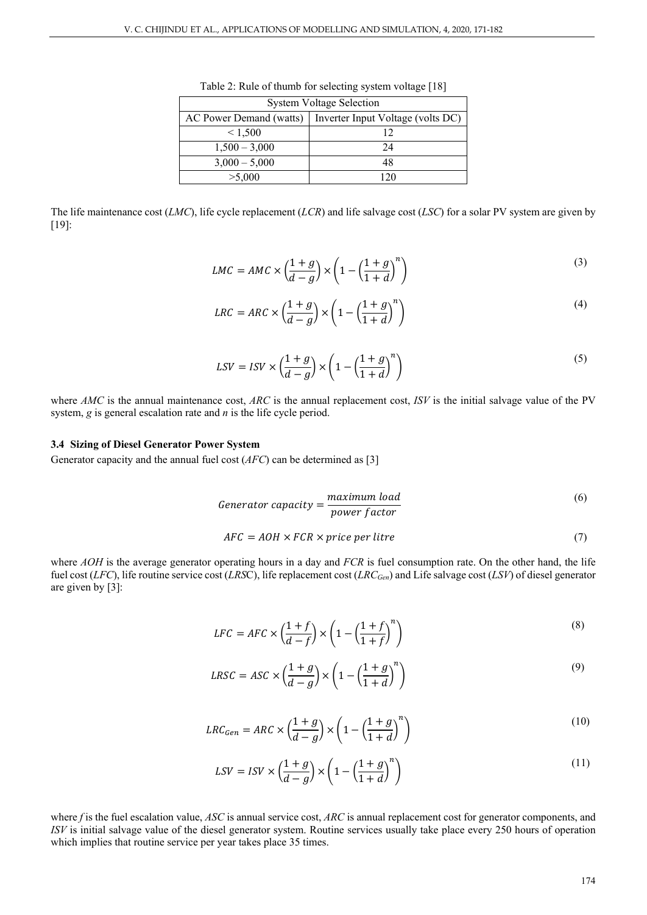Table 2: Rule of thumb for selecting system voltage [18]

| System Voltage Selection | |
|---|---|
| AC Power Demand (watts) | Inverter Input Voltage (volts DC) |
| < 1,500 | 12 |
| 1,500 – 3,000 | 24 |
| 3,000 – 5,000 | 48 |
| >5,000 | 120 |

The life maintenance cost (*LMC*), life cycle replacement (*LCR*) and life salvage cost (*LSC*) for a solar PV system are given by [19]:

$$LMC = AMC \times \left(\frac{1+g}{d-g}\right) \times \left(1 - \left(\frac{1+g}{1+d}\right)^n\right) \tag{3}$$

$$LRC = ARC \times \left(\frac{1+g}{d-g}\right) \times \left(1 - \left(\frac{1+g}{1+d}\right)^n\right) \tag{4}$$

$$LSV = ISV \times \left(\frac{1+g}{d-g}\right) \times \left(1 - \left(\frac{1+g}{1+d}\right)^n\right) \tag{5}$$

where *AMC* is the annual maintenance cost, *ARC* is the annual replacement cost, *ISV* is the initial salvage value of the PV system, *g* is general escalation rate and *n* is the life cycle period.

### 3.4 Sizing of Diesel Generator Power System

Generator capacity and the annual fuel cost (*AFC*) can be determined as [3]

$$Generator\ capacity = \frac{maximum\ load}{power\ factor} \tag{6}$$

$$AFC = AOH \times FCR \times price\ per\ litre \tag{7}$$

where *AOH* is the average generator operating hours in a day and *FCR* is fuel consumption rate. On the other hand, the life fuel cost (*LFC*), life routine service cost (*LRSC*), life replacement cost ($LRC_{Gen}$) and Life salvage cost (*LSV*) of diesel generator are given by [3]:

$$LFC = AFC \times \left(\frac{1+f}{d-f}\right) \times \left(1 - \left(\frac{1+f}{1+f}\right)^n\right) \tag{8}$$

$$LRSC = ASC \times \left(\frac{1+g}{d-g}\right) \times \left(1 - \left(\frac{1+g}{1+d}\right)^n\right) \tag{9}$$

$$LRC_{Gen} = ARC \times \left(\frac{1+g}{d-g}\right) \times \left(1 - \left(\frac{1+g}{1+d}\right)^n\right) \tag{10}$$

$$LSV = ISV \times \left(\frac{1+g}{d-g}\right) \times \left(1 - \left(\frac{1+g}{1+d}\right)^n\right) \tag{11}$$

where *f* is the fuel escalation value, *ASC* is annual service cost, *ARC* is annual replacement cost for generator components, and *ISV* is initial salvage value of the diesel generator system. Routine services usually take place every 250 hours of operation which implies that routine service per year takes place 35 times.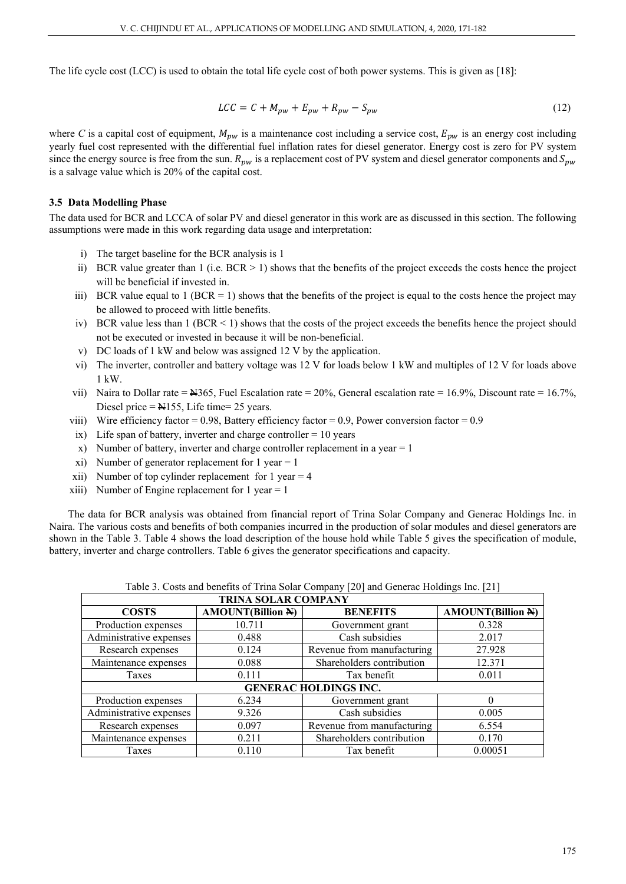The life cycle cost (LCC) is used to obtain the total life cycle cost of both power systems. This is given as [18]:

$$LCC = C + M_{pw} + E_{pw} + R_{pw} - S_{pw} \tag{12}$$

where $C$ is a capital cost of equipment, $M_{pw}$ is a maintenance cost including a service cost, $E_{pw}$ is an energy cost including yearly fuel cost represented with the differential fuel inflation rates for diesel generator. Energy cost is zero for PV system since the energy source is free from the sun. $R_{pw}$ is a replacement cost of PV system and diesel generator components and $S_{pw}$ is a salvage value which is 20% of the capital cost.

### 3.5 Data Modelling Phase

The data used for BCR and LCCA of solar PV and diesel generator in this work are as discussed in this section. The following assumptions were made in this work regarding data usage and interpretation:

i) The target baseline for the BCR analysis is 1
ii) BCR value greater than 1 (i.e. BCR > 1) shows that the benefits of the project exceeds the costs hence the project will be beneficial if invested in.
iii) BCR value equal to 1 (BCR = 1) shows that the benefits of the project is equal to the costs hence the project may be allowed to proceed with little benefits.
iv) BCR value less than 1 (BCR < 1) shows that the costs of the project exceeds the benefits hence the project should not be executed or invested in because it will be non-beneficial.
v) DC loads of 1 kW and below was assigned 12 V by the application.
vi) The inverter, controller and battery voltage was 12 V for loads below 1 kW and multiples of 12 V for loads above 1 kW.
vii) Naira to Dollar rate = ₦365, Fuel Escalation rate = 20%, General escalation rate = 16.9%, Discount rate = 16.7%, Diesel price = ₦155, Life time= 25 years.
viii) Wire efficiency factor = 0.98, Battery efficiency factor = 0.9, Power conversion factor = 0.9
ix) Life span of battery, inverter and charge controller = 10 years
x) Number of battery, inverter and charge controller replacement in a year = 1
xi) Number of generator replacement for 1 year = 1
xii) Number of top cylinder replacement for 1 year = 4
xiii) Number of Engine replacement for 1 year = 1

The data for BCR analysis was obtained from financial report of Trina Solar Company and Generac Holdings Inc. in Naira. The various costs and benefits of both companies incurred in the production of solar modules and diesel generators are shown in the Table 3. Table 4 shows the load description of the house hold while Table 5 gives the specification of module, battery, inverter and charge controllers. Table 6 gives the generator specifications and capacity.

Table 3. Costs and benefits of Trina Solar Company [20] and Generac Holdings Inc. [21]

| COSTS | AMOUNT(Billion ₦) | BENEFITS | AMOUNT(Billion ₦) |
|---|---|---|---|
| **TRINA SOLAR COMPANY** | | | |
| Production expenses | 10.711 | Government grant | 0.328 |
| Administrative expenses | 0.488 | Cash subsidies | 2.017 |
| Research expenses | 0.124 | Revenue from manufacturing | 27.928 |
| Maintenance expenses | 0.088 | Shareholders contribution | 12.371 |
| Taxes | 0.111 | Tax benefit | 0.011 |
| **GENERAC HOLDINGS INC.** | | | |
| Production expenses | 6.234 | Government grant | 0 |
| Administrative expenses | 9.326 | Cash subsidies | 0.005 |
| Research expenses | 0.097 | Revenue from manufacturing | 6.554 |
| Maintenance expenses | 0.211 | Shareholders contribution | 0.170 |
| Taxes | 0.110 | Tax benefit | 0.00051 |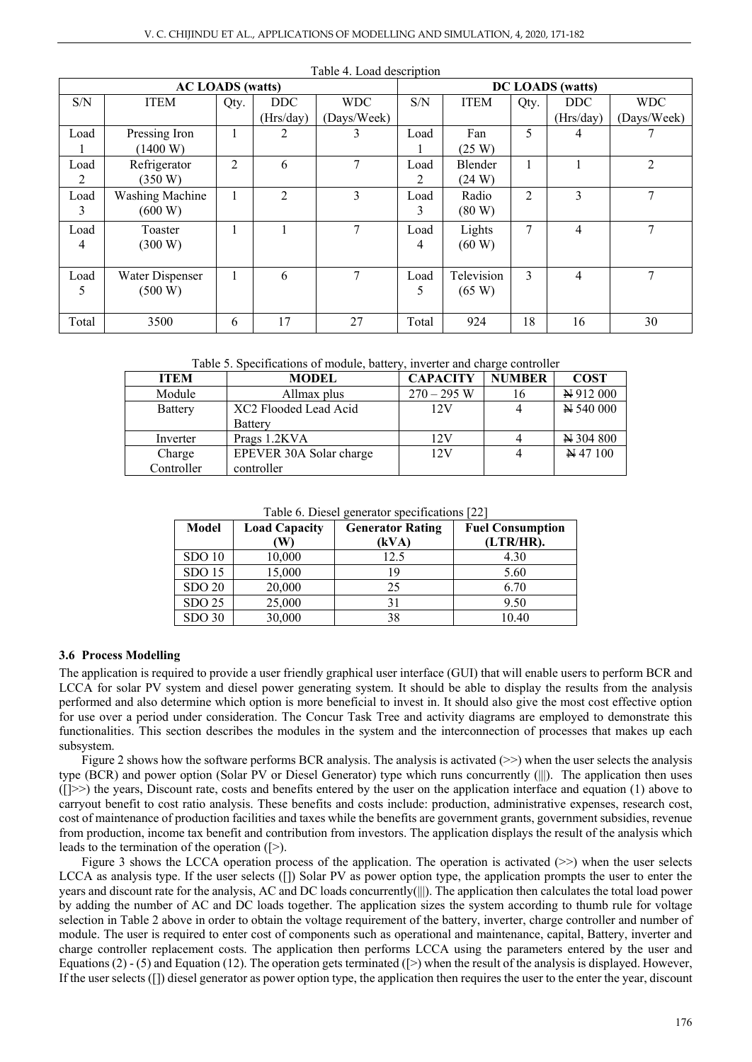Table 4. Load description

| AC LOADS (watts) | | | | | DC LOADS (watts) | | | | |
|---|---|---|---|---|---|---|---|---|---|
| S/N | ITEM | Qty. | DDC (Hrs/day) | WDC (Days/Week) | S/N | ITEM | Qty. | DDC (Hrs/day) | WDC (Days/Week) |
| Load 1 | Pressing Iron (1400 W) | 1 | 2 | 3 | Load 1 | Fan (25 W) | 5 | 4 | 7 |
| Load 2 | Refrigerator (350 W) | 2 | 6 | 7 | Load 2 | Blender (24 W) | 1 | 1 | 2 |
| Load 3 | Washing Machine (600 W) | 1 | 2 | 3 | Load 3 | Radio (80 W) | 2 | 3 | 7 |
| Load 4 | Toaster (300 W) | 1 | 1 | 7 | Load 4 | Lights (60 W) | 7 | 4 | 7 |
| Load 5 | Water Dispenser (500 W) | 1 | 6 | 7 | Load 5 | Television (65 W) | 3 | 4 | 7 |
| Total | 3500 | 6 | 17 | 27 | Total | 924 | 18 | 16 | 30 |

Table 5. Specifications of module, battery, inverter and charge controller

| ITEM | MODEL | CAPACITY | NUMBER | COST |
|---|---|---|---|---|
| Module | Allmax plus | 270 – 295 W | 16 | ₦ 912 000 |
| Battery | XC2 Flooded Lead Acid Battery | 12V | 4 | ₦ 540 000 |
| Inverter | Prags 1.2KVA | 12V | 4 | ₦ 304 800 |
| Charge Controller | EPEVER 30A Solar charge controller | 12V | 4 | ₦ 47 100 |

Table 6. Diesel generator specifications [22]

| Model | Load Capacity (W) | Generator Rating (kVA) | Fuel Consumption (LTR/HR). |
|---|---|---|---|
| SDO 10 | 10,000 | 12.5 | 4.30 |
| SDO 15 | 15,000 | 19 | 5.60 |
| SDO 20 | 20,000 | 25 | 6.70 |
| SDO 25 | 25,000 | 31 | 9.50 |
| SDO 30 | 30,000 | 38 | 10.40 |

### 3.6 Process Modelling

The application is required to provide a user friendly graphical user interface (GUI) that will enable users to perform BCR and LCCA for solar PV system and diesel power generating system. It should be able to display the results from the analysis performed and also determine which option is more beneficial to invest in. It should also give the most cost effective option for use over a period under consideration. The Concur Task Tree and activity diagrams are employed to demonstrate this functionalities. This section describes the modules in the system and the interconnection of processes that makes up each subsystem.

Figure 2 shows how the software performs BCR analysis. The analysis is activated (>>) when the user selects the analysis type (BCR) and power option (Solar PV or Diesel Generator) type which runs concurrently (|||). The application then uses ([]>>) the years, Discount rate, costs and benefits entered by the user on the application interface and equation (1) above to carryout benefit to cost ratio analysis. These benefits and costs include: production, administrative expenses, research cost, cost of maintenance of production facilities and taxes while the benefits are government grants, government subsidies, revenue from production, income tax benefit and contribution from investors. The application displays the result of the analysis which leads to the termination of the operation ([>).

Figure 3 shows the LCCA operation process of the application. The operation is activated (>>) when the user selects LCCA as analysis type. If the user selects ([]) Solar PV as power option type, the application prompts the user to enter the years and discount rate for the analysis, AC and DC loads concurrently(|||). The application then calculates the total load power by adding the number of AC and DC loads together. The application sizes the system according to thumb rule for voltage selection in Table 2 above in order to obtain the voltage requirement of the battery, inverter, charge controller and number of module. The user is required to enter cost of components such as operational and maintenance, capital, Battery, inverter and charge controller replacement costs. The application then performs LCCA using the parameters entered by the user and Equations (2) - (5) and Equation (12). The operation gets terminated ([>) when the result of the analysis is displayed. However, If the user selects ([]) diesel generator as power option type, the application then requires the user to the enter the year, discount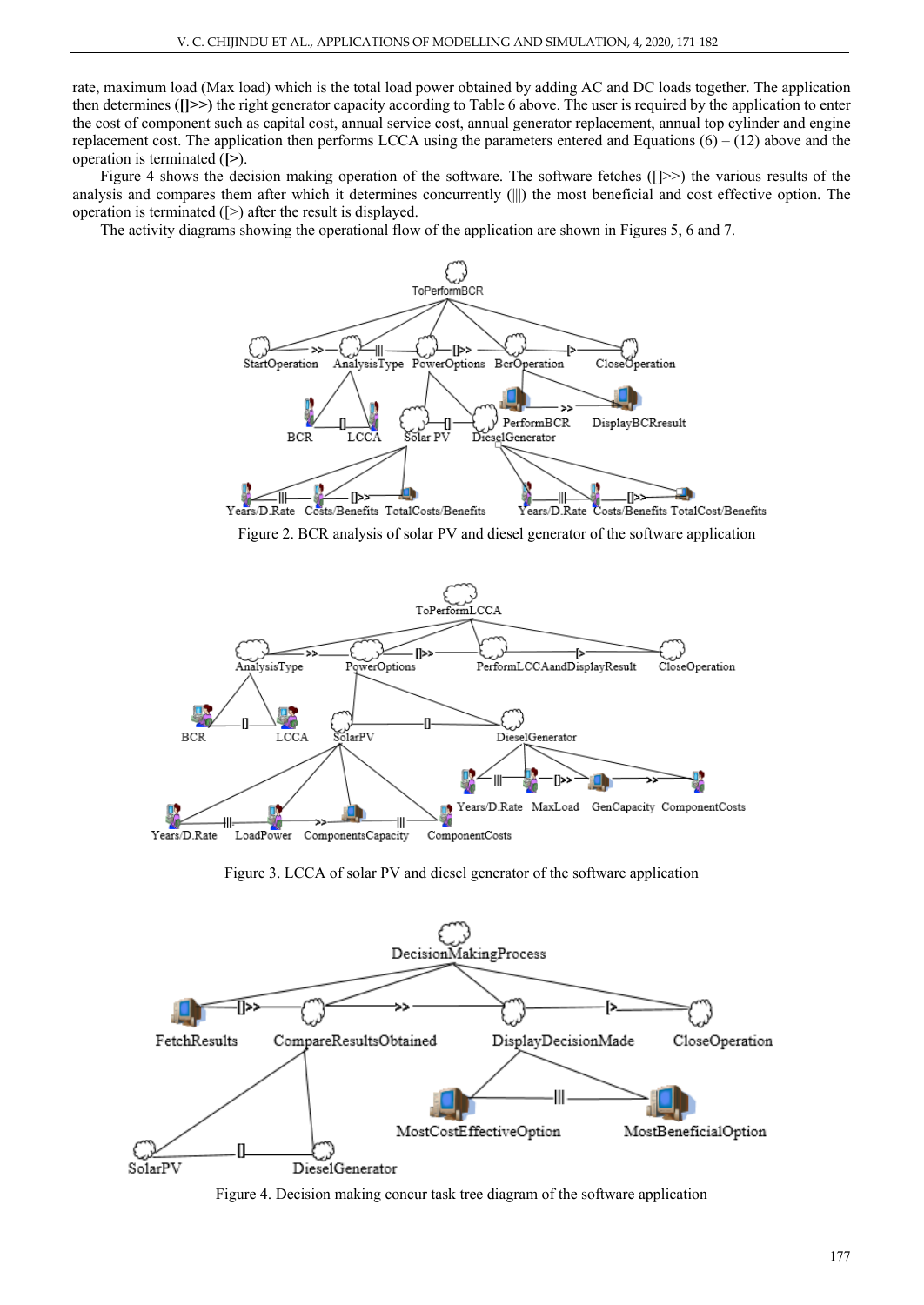rate, maximum load (Max load) which is the total load power obtained by adding AC and DC loads together. The application then determines (**[]>>)** the right generator capacity according to Table 6 above. The user is required by the application to enter the cost of component such as capital cost, annual service cost, annual generator replacement, annual top cylinder and engine replacement cost. The application then performs LCCA using the parameters entered and Equations (6) – (12) above and the operation is terminated (**[>**).

Figure 4 shows the decision making operation of the software. The software fetches ([]>>) the various results of the analysis and compares them after which it determines concurrently (|||) the most beneficial and cost effective option. The operation is terminated ([>) after the result is displayed.

The activity diagrams showing the operational flow of the application are shown in Figures 5, 6 and 7.

Figure 2. BCR analysis of solar PV and diesel generator of the software application

Figure 3. LCCA of solar PV and diesel generator of the software application

Figure 4. Decision making concur task tree diagram of the software application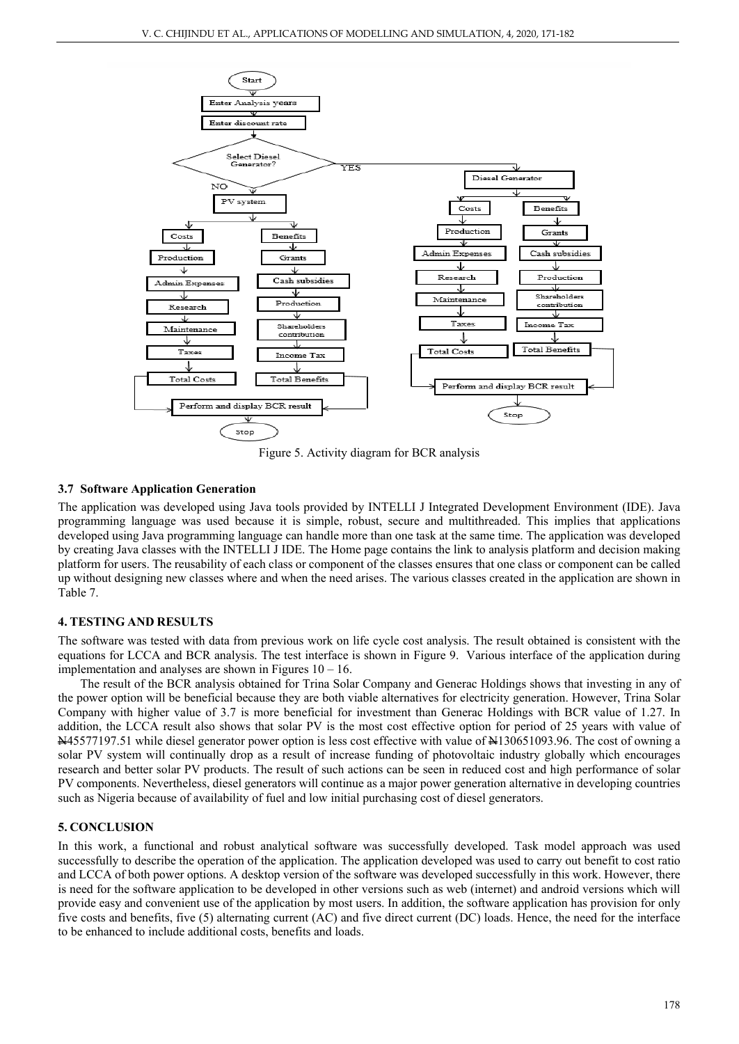Figure 5. Activity diagram for BCR analysis

### 3.7 Software Application Generation

The application was developed using Java tools provided by INTELLI J Integrated Development Environment (IDE). Java programming language was used because it is simple, robust, secure and multithreaded. This implies that applications developed using Java programming language can handle more than one task at the same time. The application was developed by creating Java classes with the INTELLI J IDE. The Home page contains the link to analysis platform and decision making platform for users. The reusability of each class or component of the classes ensures that one class or component can be called up without designing new classes where and when the need arises. The various classes created in the application are shown in Table 7.

## 4. TESTING AND RESULTS

The software was tested with data from previous work on life cycle cost analysis. The result obtained is consistent with the equations for LCCA and BCR analysis. The test interface is shown in Figure 9. Various interface of the application during implementation and analyses are shown in Figures 10 – 16.

The result of the BCR analysis obtained for Trina Solar Company and Generac Holdings shows that investing in any of the power option will be beneficial because they are both viable alternatives for electricity generation. However, Trina Solar Company with higher value of 3.7 is more beneficial for investment than Generac Holdings with BCR value of 1.27. In addition, the LCCA result also shows that solar PV is the most cost effective option for period of 25 years with value of ₦45577197.51 while diesel generator power option is less cost effective with value of ₦130651093.96. The cost of owning a solar PV system will continually drop as a result of increase funding of photovoltaic industry globally which encourages research and better solar PV products. The result of such actions can be seen in reduced cost and high performance of solar PV components. Nevertheless, diesel generators will continue as a major power generation alternative in developing countries such as Nigeria because of availability of fuel and low initial purchasing cost of diesel generators.

## 5. CONCLUSION

In this work, a functional and robust analytical software was successfully developed. Task model approach was used successfully to describe the operation of the application. The application developed was used to carry out benefit to cost ratio and LCCA of both power options. A desktop version of the software was developed successfully in this work. However, there is need for the software application to be developed in other versions such as web (internet) and android versions which will provide easy and convenient use of the application by most users. In addition, the software application has provision for only five costs and benefits, five (5) alternating current (AC) and five direct current (DC) loads. Hence, the need for the interface to be enhanced to include additional costs, benefits and loads.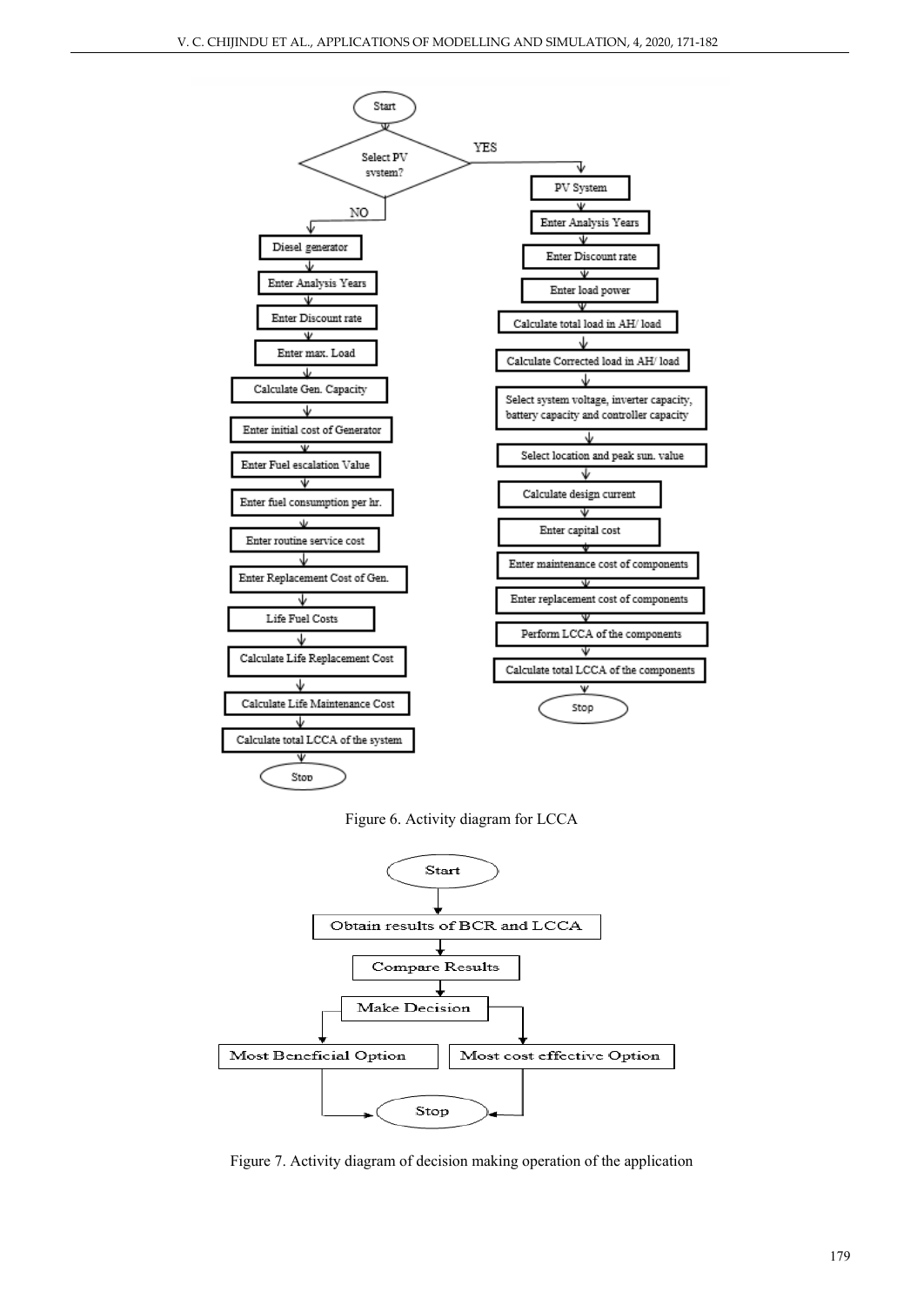Figure 6. Activity diagram for LCCA

Figure 7. Activity diagram of decision making operation of the application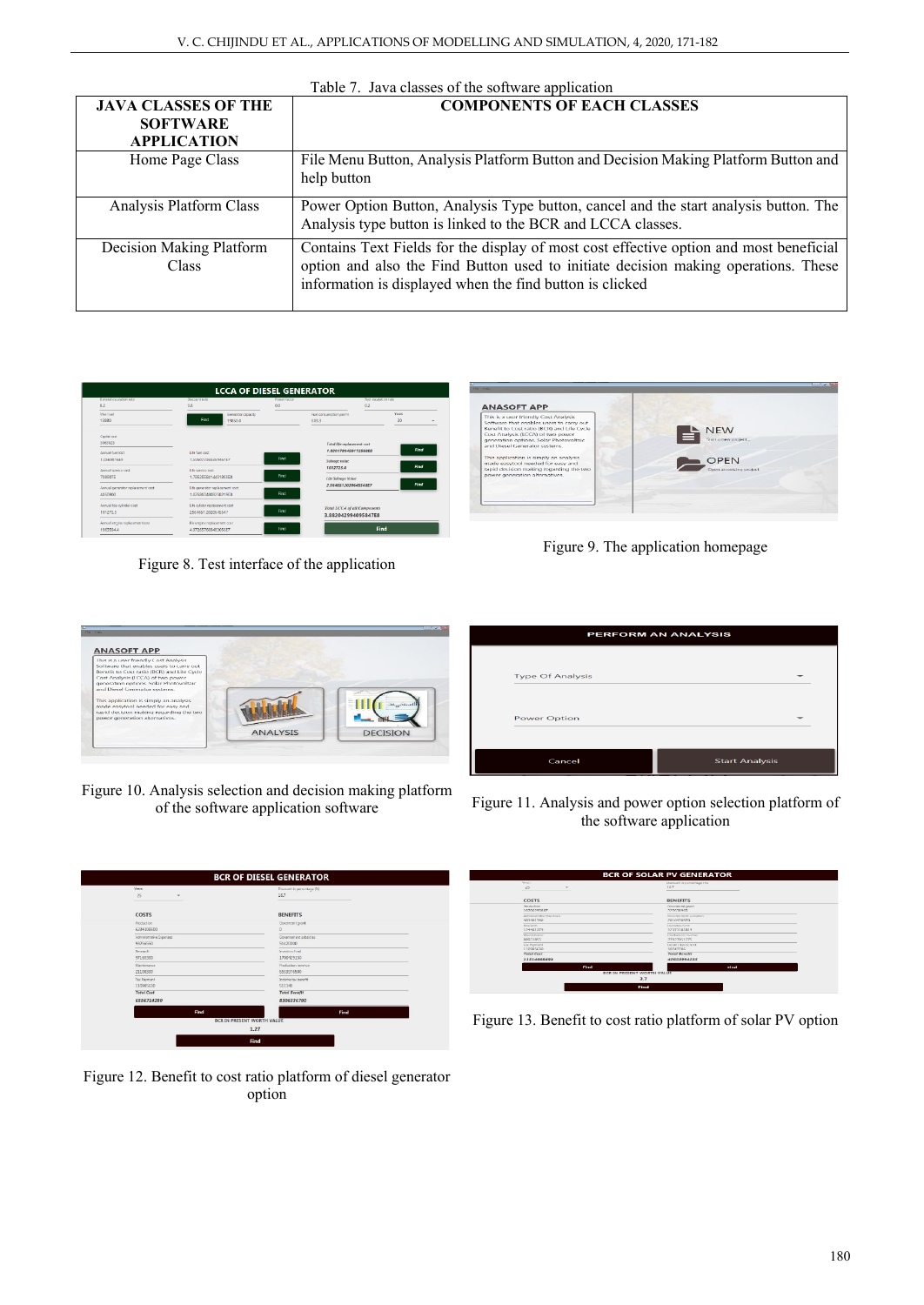Table 7. Java classes of the software application

| JAVA CLASSES OF THE SOFTWARE APPLICATION | COMPONENTS OF EACH CLASSES |
|---|---|
| Home Page Class | File Menu Button, Analysis Platform Button and Decision Making Platform Button and help button |
| Analysis Platform Class | Power Option Button, Analysis Type button, cancel and the start analysis button. The Analysis type button is linked to the BCR and LCCA classes. |
| Decision Making Platform Class | Contains Text Fields for the display of most cost effective option and most beneficial option and also the Find Button used to initiate decision making operations. These information is displayed when the find button is clicked |

Figure 8. Test interface of the application

Figure 9. The application homepage

Figure 10. Analysis selection and decision making platform of the software application software

Figure 11. Analysis and power option selection platform of the software application

Figure 12. Benefit to cost ratio platform of diesel generator option

Figure 13. Benefit to cost ratio platform of solar PV option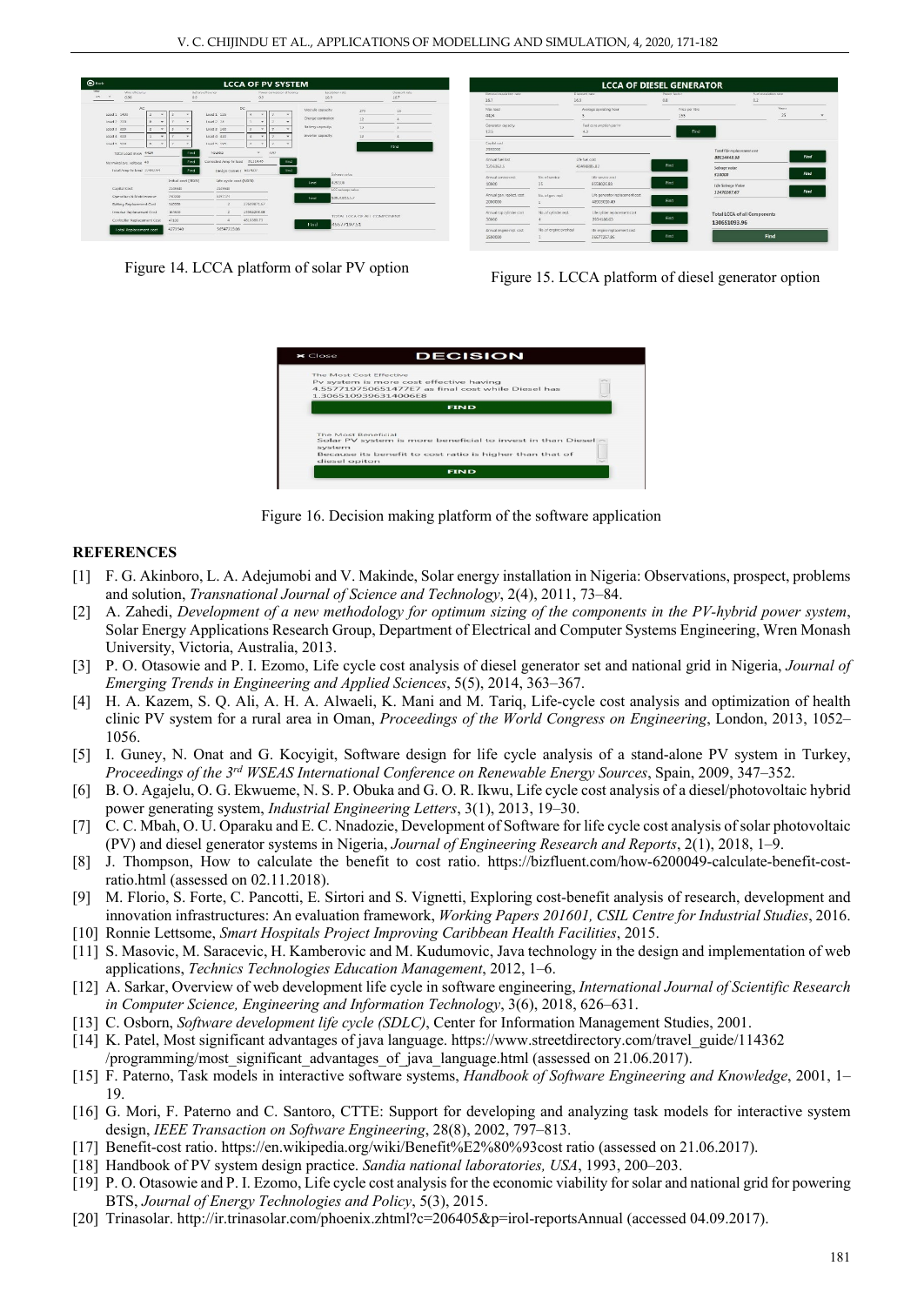Figure 14. LCCA platform of solar PV option

Figure 15. LCCA platform of diesel generator option

Figure 16. Decision making platform of the software application

## REFERENCES

[1] F. G. Akinboro, L. A. Adejumobi and V. Makinde, Solar energy installation in Nigeria: Observations, prospect, problems and solution, *Transnational Journal of Science and Technology*, 2(4), 2011, 73–84.

[2] A. Zahedi, *Development of a new methodology for optimum sizing of the components in the PV-hybrid power system*, Solar Energy Applications Research Group, Department of Electrical and Computer Systems Engineering, Wren Monash University, Victoria, Australia, 2013.

[3] P. O. Otasowie and P. I. Ezomo, Life cycle cost analysis of diesel generator set and national grid in Nigeria, *Journal of Emerging Trends in Engineering and Applied Sciences*, 5(5), 2014, 363–367.

[4] H. A. Kazem, S. Q. Ali, A. H. A. Alwaeli, K. Mani and M. Tariq, Life-cycle cost analysis and optimization of health clinic PV system for a rural area in Oman, *Proceedings of the World Congress on Engineering*, London, 2013, 1052–1056.

[5] I. Guney, N. Onat and G. Kocyigit, Software design for life cycle analysis of a stand-alone PV system in Turkey, *Proceedings of the 3rd WSEAS International Conference on Renewable Energy Sources*, Spain, 2009, 347–352.

[6] B. O. Agajelu, O. G. Ekwueme, N. S. P. Obuka and G. O. R. Ikwu, Life cycle cost analysis of a diesel/photovoltaic hybrid power generating system, *Industrial Engineering Letters*, 3(1), 2013, 19–30.

[7] C. C. Mbah, O. U. Oparaku and E. C. Nnadozie, Development of Software for life cycle cost analysis of solar photovoltaic (PV) and diesel generator systems in Nigeria, *Journal of Engineering Research and Reports*, 2(1), 2018, 1–9.

[8] J. Thompson, How to calculate the benefit to cost ratio. https://bizfluent.com/how-6200049-calculate-benefit-cost-ratio.html (assessed on 02.11.2018).

[9] M. Florio, S. Forte, C. Pancotti, E. Sirtori and S. Vignetti, Exploring cost-benefit analysis of research, development and innovation infrastructures: An evaluation framework, *Working Papers 201601, CSIL Centre for Industrial Studies*, 2016.

[10] Ronnie Lettsome, *Smart Hospitals Project Improving Caribbean Health Facilities*, 2015.

[11] S. Masovic, M. Saracevic, H. Kamberovic and M. Kudumovic, Java technology in the design and implementation of web applications, *Technics Technologies Education Management*, 2012, 1–6.

[12] A. Sarkar, Overview of web development life cycle in software engineering, *International Journal of Scientific Research in Computer Science, Engineering and Information Technology*, 3(6), 2018, 626–631.

[13] C. Osborn, *Software development life cycle (SDLC)*, Center for Information Management Studies, 2001.

[14] K. Patel, Most significant advantages of java language. https://www.streetdirectory.com/travel_guide/114362 /programming/most_significant_advantages_of_java_language.html (assessed on 21.06.2017).

[15] F. Paterno, Task models in interactive software systems, *Handbook of Software Engineering and Knowledge*, 2001, 1–19.

[16] G. Mori, F. Paterno and C. Santoro, CTTE: Support for developing and analyzing task models for interactive system design, *IEEE Transaction on Software Engineering*, 28(8), 2002, 797–813.

[17] Benefit-cost ratio. https://en.wikipedia.org/wiki/Benefit%E2%80%93cost ratio (assessed on 21.06.2017).

[18] Handbook of PV system design practice. *Sandia national laboratories, USA*, 1993, 200–203.

[19] P. O. Otasowie and P. I. Ezomo, Life cycle cost analysis for the economic viability for solar and national grid for powering BTS, *Journal of Energy Technologies and Policy*, 5(3), 2015.

[20] Trinasolar. http://ir.trinasolar.com/phoenix.zhtml?c=206405&p=irol-reportsAnnual (accessed 04.09.2017).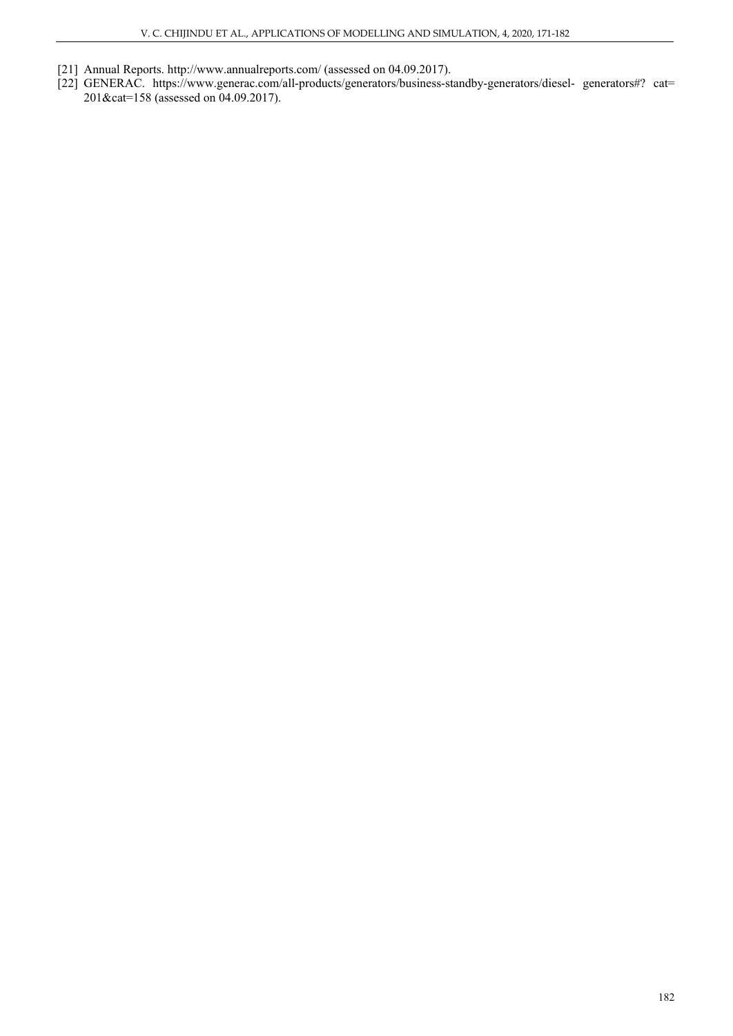[21] Annual Reports. http://www.annualreports.com/ (assessed on 04.09.2017).

[22] GENERAC. https://www.generac.com/all-products/generators/business-standby-generators/diesel- generators#? cat= 201&cat=158 (assessed on 04.09.2017).